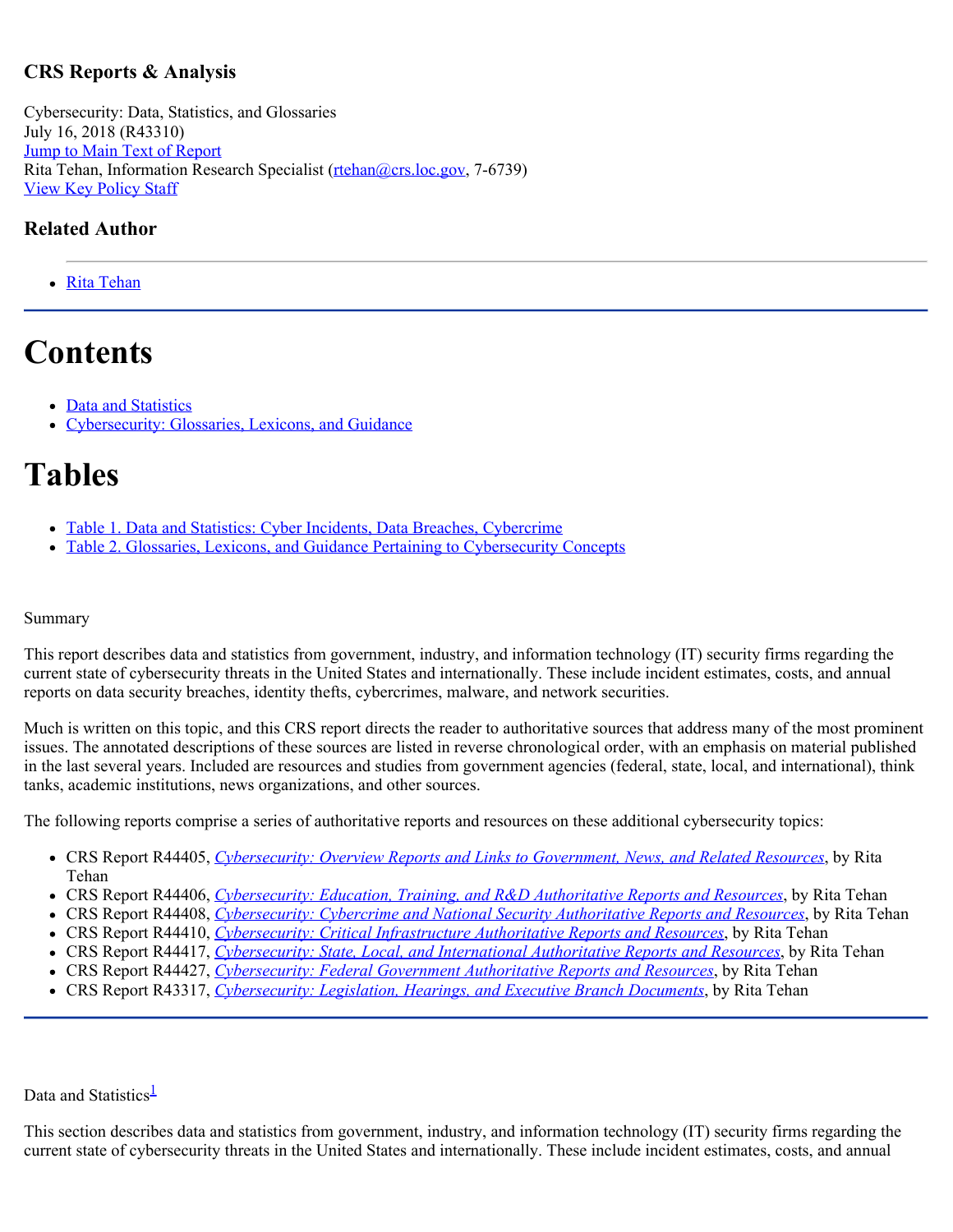### CRS Reports & Analysis

Cybersecurity: Data, Statistics, and Glossaries
July 16, 2018 (R43310)
Jump to Main Text of Report
Rita Tehan, Information Research Specialist (rtehan@crs.loc.gov, 7-6739)
View Key Policy Staff

### Related Author

- Rita Tehan

# Contents

- Data and Statistics
- Cybersecurity: Glossaries, Lexicons, and Guidance

# Tables

- Table 1. Data and Statistics: Cyber Incidents, Data Breaches, Cybercrime
- Table 2. Glossaries, Lexicons, and Guidance Pertaining to Cybersecurity Concepts

Summary

This report describes data and statistics from government, industry, and information technology (IT) security firms regarding the current state of cybersecurity threats in the United States and internationally. These include incident estimates, costs, and annual reports on data security breaches, identity thefts, cybercrimes, malware, and network securities.

Much is written on this topic, and this CRS report directs the reader to authoritative sources that address many of the most prominent issues. The annotated descriptions of these sources are listed in reverse chronological order, with an emphasis on material published in the last several years. Included are resources and studies from government agencies (federal, state, local, and international), think tanks, academic institutions, news organizations, and other sources.

The following reports comprise a series of authoritative reports and resources on these additional cybersecurity topics:

- CRS Report R44405, *Cybersecurity: Overview Reports and Links to Government, News, and Related Resources*, by Rita Tehan
- CRS Report R44406, *Cybersecurity: Education, Training, and R&D Authoritative Reports and Resources*, by Rita Tehan
- CRS Report R44408, *Cybersecurity: Cybercrime and National Security Authoritative Reports and Resources*, by Rita Tehan
- CRS Report R44410, *Cybersecurity: Critical Infrastructure Authoritative Reports and Resources*, by Rita Tehan
- CRS Report R44417, *Cybersecurity: State, Local, and International Authoritative Reports and Resources*, by Rita Tehan
- CRS Report R44427, *Cybersecurity: Federal Government Authoritative Reports and Resources*, by Rita Tehan
- CRS Report R43317, *Cybersecurity: Legislation, Hearings, and Executive Branch Documents*, by Rita Tehan

Data and Statistics[1]

This section describes data and statistics from government, industry, and information technology (IT) security firms regarding the current state of cybersecurity threats in the United States and internationally. These include incident estimates, costs, and annual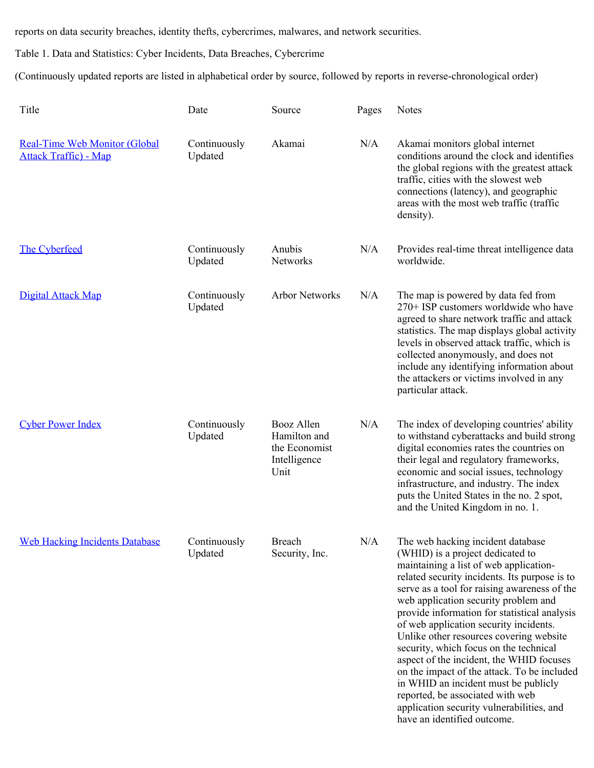reports on data security breaches, identity thefts, cybercrimes, malwares, and network securities.

Table 1. Data and Statistics: Cyber Incidents, Data Breaches, Cybercrime

(Continuously updated reports are listed in alphabetical order by source, followed by reports in reverse-chronological order)

| Title | Date | Source | Pages | Notes |
|---|---|---|---|---|
| Real-Time Web Monitor (Global Attack Traffic) - Map | Continuously Updated | Akamai | N/A | Akamai monitors global internet conditions around the clock and identifies the global regions with the greatest attack traffic, cities with the slowest web connections (latency), and geographic areas with the most web traffic (traffic density). |
| The Cyberfeed | Continuously Updated | Anubis Networks | N/A | Provides real-time threat intelligence data worldwide. |
| Digital Attack Map | Continuously Updated | Arbor Networks | N/A | The map is powered by data fed from 270+ ISP customers worldwide who have agreed to share network traffic and attack statistics. The map displays global activity levels in observed attack traffic, which is collected anonymously, and does not include any identifying information about the attackers or victims involved in any particular attack. |
| Cyber Power Index | Continuously Updated | Booz Allen Hamilton and the Economist Intelligence Unit | N/A | The index of developing countries' ability to withstand cyberattacks and build strong digital economies rates the countries on their legal and regulatory frameworks, economic and social issues, technology infrastructure, and industry. The index puts the United States in the no. 2 spot, and the United Kingdom in no. 1. |
| Web Hacking Incidents Database | Continuously Updated | Breach Security, Inc. | N/A | The web hacking incident database (WHID) is a project dedicated to maintaining a list of web application-related security incidents. Its purpose is to serve as a tool for raising awareness of the web application security problem and provide information for statistical analysis of web application security incidents. Unlike other resources covering website security, which focus on the technical aspect of the incident, the WHID focuses on the impact of the attack. To be included in WHID an incident must be publicly reported, be associated with web application security vulnerabilities, and have an identified outcome. |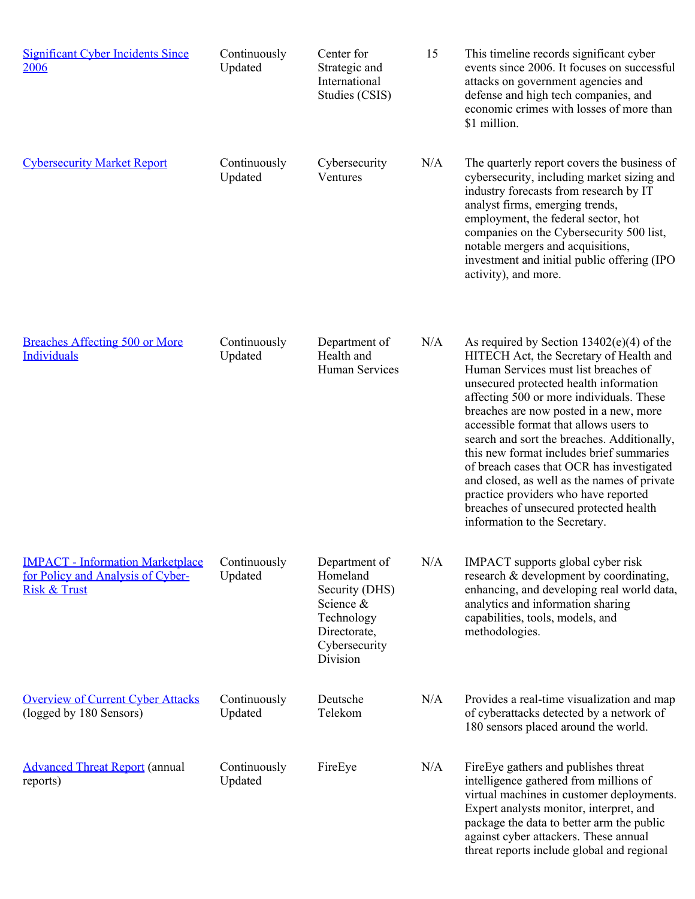| | | | | |
|---|---|---|---|---|
| [Significant Cyber Incidents Since 2006]() | Continuously Updated | Center for Strategic and International Studies (CSIS) | 15 | This timeline records significant cyber events since 2006. It focuses on successful attacks on government agencies and defense and high tech companies, and economic crimes with losses of more than $1 million. |
| [Cybersecurity Market Report]() | Continuously Updated | Cybersecurity Ventures | N/A | The quarterly report covers the business of cybersecurity, including market sizing and industry forecasts from research by IT analyst firms, emerging trends, employment, the federal sector, hot companies on the Cybersecurity 500 list, notable mergers and acquisitions, investment and initial public offering (IPO activity), and more. |
| [Breaches Affecting 500 or More Individuals]() | Continuously Updated | Department of Health and Human Services | N/A | As required by Section 13402(e)(4) of the HITECH Act, the Secretary of Health and Human Services must list breaches of unsecured protected health information affecting 500 or more individuals. These breaches are now posted in a new, more accessible format that allows users to search and sort the breaches. Additionally, this new format includes brief summaries of breach cases that OCR has investigated and closed, as well as the names of private practice providers who have reported breaches of unsecured protected health information to the Secretary. |
| [IMPACT - Information Marketplace for Policy and Analysis of Cyber-Risk & Trust]() | Continuously Updated | Department of Homeland Security (DHS) Science & Technology Directorate, Cybersecurity Division | N/A | IMPACT supports global cyber risk research & development by coordinating, enhancing, and developing real world data, analytics and information sharing capabilities, tools, models, and methodologies. |
| [Overview of Current Cyber Attacks]() (logged by 180 Sensors) | Continuously Updated | Deutsche Telekom | N/A | Provides a real-time visualization and map of cyberattacks detected by a network of 180 sensors placed around the world. |
| [Advanced Threat Report]() (annual reports) | Continuously Updated | FireEye | N/A | FireEye gathers and publishes threat intelligence gathered from millions of virtual machines in customer deployments. Expert analysts monitor, interpret, and package the data to better arm the public against cyber attackers. These annual threat reports include global and regional |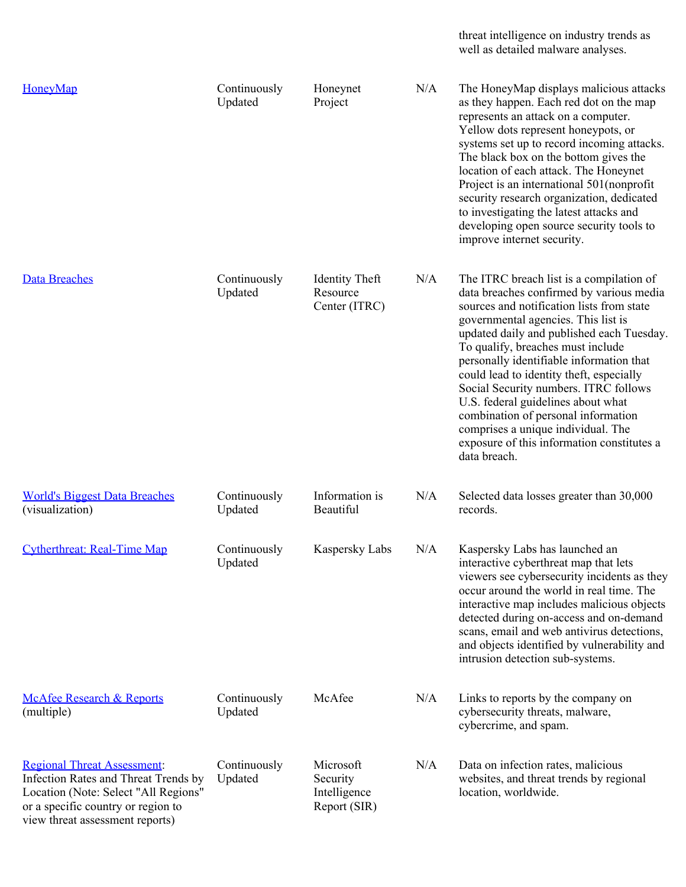| | | | | threat intelligence on industry trends as well as detailed malware analyses. |
|---|---|---|---|---|
| HoneyMap | Continuously Updated | Honeynet Project | N/A | The HoneyMap displays malicious attacks as they happen. Each red dot on the map represents an attack on a computer. Yellow dots represent honeypots, or systems set up to record incoming attacks. The black box on the bottom gives the location of each attack. The Honeynet Project is an international 501(nonprofit security research organization, dedicated to investigating the latest attacks and developing open source security tools to improve internet security. |
| Data Breaches | Continuously Updated | Identity Theft Resource Center (ITRC) | N/A | The ITRC breach list is a compilation of data breaches confirmed by various media sources and notification lists from state governmental agencies. This list is updated daily and published each Tuesday. To qualify, breaches must include personally identifiable information that could lead to identity theft, especially Social Security numbers. ITRC follows U.S. federal guidelines about what combination of personal information comprises a unique individual. The exposure of this information constitutes a data breach. |
| World's Biggest Data Breaches (visualization) | Continuously Updated | Information is Beautiful | N/A | Selected data losses greater than 30,000 records. |
| Cytherthreat: Real-Time Map | Continuously Updated | Kaspersky Labs | N/A | Kaspersky Labs has launched an interactive cyberthreat map that lets viewers see cybersecurity incidents as they occur around the world in real time. The interactive map includes malicious objects detected during on-access and on-demand scans, email and web antivirus detections, and objects identified by vulnerability and intrusion detection sub-systems. |
| McAfee Research & Reports (multiple) | Continuously Updated | McAfee | N/A | Links to reports by the company on cybersecurity threats, malware, cybercrime, and spam. |
| Regional Threat Assessment: Infection Rates and Threat Trends by Location (Note: Select "All Regions" or a specific country or region to view threat assessment reports) | Continuously Updated | Microsoft Security Intelligence Report (SIR) | N/A | Data on infection rates, malicious websites, and threat trends by regional location, worldwide. |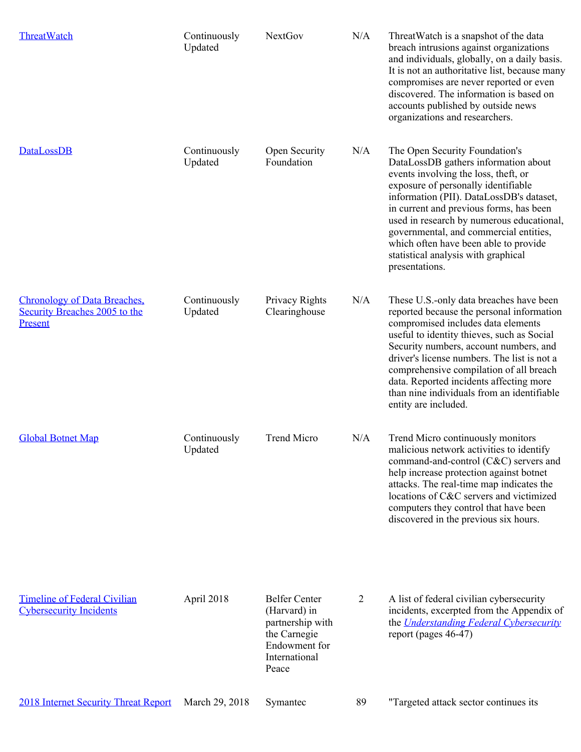| | | | | |
|---|---|---|---|---|
| [ThreatWatch]() | Continuously Updated | NextGov | N/A | ThreatWatch is a snapshot of the data breach intrusions against organizations and individuals, globally, on a daily basis. It is not an authoritative list, because many compromises are never reported or even discovered. The information is based on accounts published by outside news organizations and researchers. |
| [DataLossDB]() | Continuously Updated | Open Security Foundation | N/A | The Open Security Foundation's DataLossDB gathers information about events involving the loss, theft, or exposure of personally identifiable information (PII). DataLossDB's dataset, in current and previous forms, has been used in research by numerous educational, governmental, and commercial entities, which often have been able to provide statistical analysis with graphical presentations. |
| [Chronology of Data Breaches, Security Breaches 2005 to the Present]() | Continuously Updated | Privacy Rights Clearinghouse | N/A | These U.S.-only data breaches have been reported because the personal information compromised includes data elements useful to identity thieves, such as Social Security numbers, account numbers, and driver's license numbers. The list is not a comprehensive compilation of all breach data. Reported incidents affecting more than nine individuals from an identifiable entity are included. |
| [Global Botnet Map]() | Continuously Updated | Trend Micro | N/A | Trend Micro continuously monitors malicious network activities to identify command-and-control (C&C) servers and help increase protection against botnet attacks. The real-time map indicates the locations of C&C servers and victimized computers they control that have been discovered in the previous six hours. |
| [Timeline of Federal Civilian Cybersecurity Incidents]() | April 2018 | Belfer Center (Harvard) in partnership with the Carnegie Endowment for International Peace | 2 | A list of federal civilian cybersecurity incidents, excerpted from the Appendix of the [*Understanding Federal Cybersecurity*]() report (pages 46-47) |
| [2018 Internet Security Threat Report]() | March 29, 2018 | Symantec | 89 | "Targeted attack sector continues its |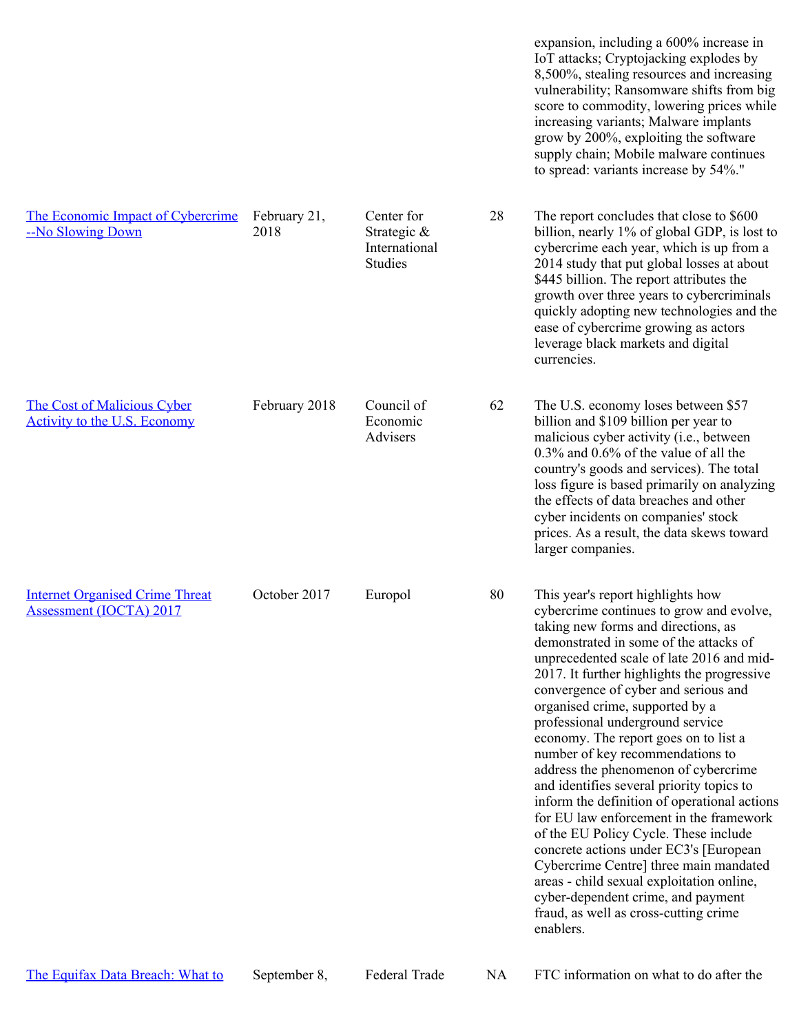| | | | | |
|---|---|---|---|---|
| | | | | expansion, including a 600% increase in IoT attacks; Cryptojacking explodes by 8,500%, stealing resources and increasing vulnerability; Ransomware shifts from big score to commodity, lowering prices while increasing variants; Malware implants grow by 200%, exploiting the software supply chain; Mobile malware continues to spread: variants increase by 54%." |
| The Economic Impact of Cybercrime --No Slowing Down | February 21, 2018 | Center for Strategic & International Studies | 28 | The report concludes that close to $600 billion, nearly 1% of global GDP, is lost to cybercrime each year, which is up from a 2014 study that put global losses at about $445 billion. The report attributes the growth over three years to cybercriminals quickly adopting new technologies and the ease of cybercrime growing as actors leverage black markets and digital currencies. |
| The Cost of Malicious Cyber Activity to the U.S. Economy | February 2018 | Council of Economic Advisers | 62 | The U.S. economy loses between $57 billion and $109 billion per year to malicious cyber activity (i.e., between 0.3% and 0.6% of the value of all the country's goods and services). The total loss figure is based primarily on analyzing the effects of data breaches and other cyber incidents on companies' stock prices. As a result, the data skews toward larger companies. |
| Internet Organised Crime Threat Assessment (IOCTA) 2017 | October 2017 | Europol | 80 | This year's report highlights how cybercrime continues to grow and evolve, taking new forms and directions, as demonstrated in some of the attacks of unprecedented scale of late 2016 and mid-2017. It further highlights the progressive convergence of cyber and serious and organised crime, supported by a professional underground service economy. The report goes on to list a number of key recommendations to address the phenomenon of cybercrime and identifies several priority topics to inform the definition of operational actions for EU law enforcement in the framework of the EU Policy Cycle. These include concrete actions under EC3's [European Cybercrime Centre] three main mandated areas - child sexual exploitation online, cyber-dependent crime, and payment fraud, as well as cross-cutting crime enablers. |
| The Equifax Data Breach: What to | September 8, | Federal Trade | NA | FTC information on what to do after the |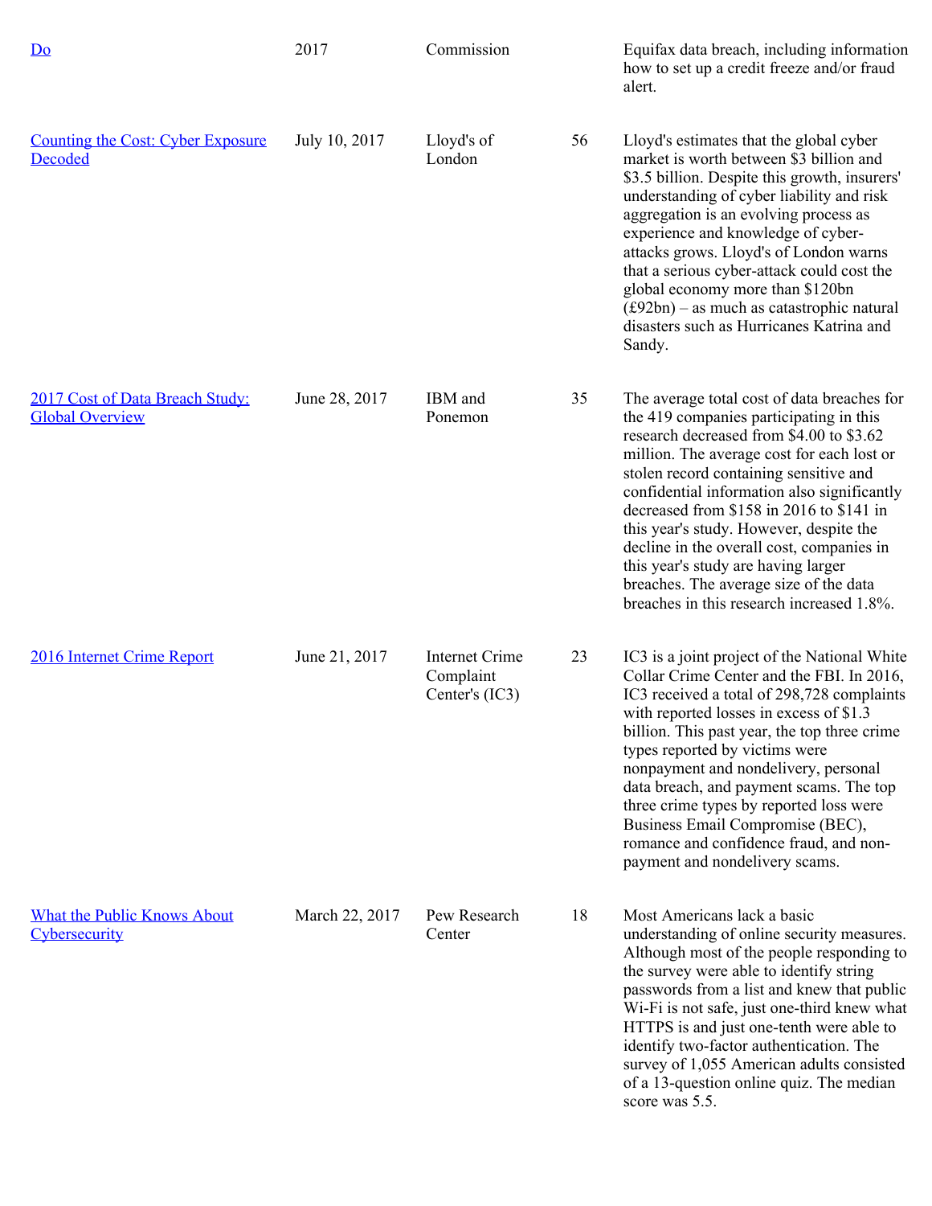| | | | | |
|---|---|---|---|---|
| [Do]() | 2017 | Commission | | Equifax data breach, including information how to set up a credit freeze and/or fraud alert. |
| [Counting the Cost: Cyber Exposure Decoded]() | July 10, 2017 | Lloyd's of London | 56 | Lloyd's estimates that the global cyber market is worth between $3 billion and $3.5 billion. Despite this growth, insurers' understanding of cyber liability and risk aggregation is an evolving process as experience and knowledge of cyber-attacks grows. Lloyd's of London warns that a serious cyber-attack could cost the global economy more than $120bn (£92bn) – as much as catastrophic natural disasters such as Hurricanes Katrina and Sandy. |
| [2017 Cost of Data Breach Study: Global Overview]() | June 28, 2017 | IBM and Ponemon | 35 | The average total cost of data breaches for the 419 companies participating in this research decreased from $4.00 to $3.62 million. The average cost for each lost or stolen record containing sensitive and confidential information also significantly decreased from $158 in 2016 to $141 in this year's study. However, despite the decline in the overall cost, companies in this year's study are having larger breaches. The average size of the data breaches in this research increased 1.8%. |
| [2016 Internet Crime Report]() | June 21, 2017 | Internet Crime Complaint Center's (IC3) | 23 | IC3 is a joint project of the National White Collar Crime Center and the FBI. In 2016, IC3 received a total of 298,728 complaints with reported losses in excess of $1.3 billion. This past year, the top three crime types reported by victims were nonpayment and nondelivery, personal data breach, and payment scams. The top three crime types by reported loss were Business Email Compromise (BEC), romance and confidence fraud, and non-payment and nondelivery scams. |
| [What the Public Knows About Cybersecurity]() | March 22, 2017 | Pew Research Center | 18 | Most Americans lack a basic understanding of online security measures. Although most of the people responding to the survey were able to identify string passwords from a list and knew that public Wi-Fi is not safe, just one-third knew what HTTPS is and just one-tenth were able to identify two-factor authentication. The survey of 1,055 American adults consisted of a 13-question online quiz. The median score was 5.5. |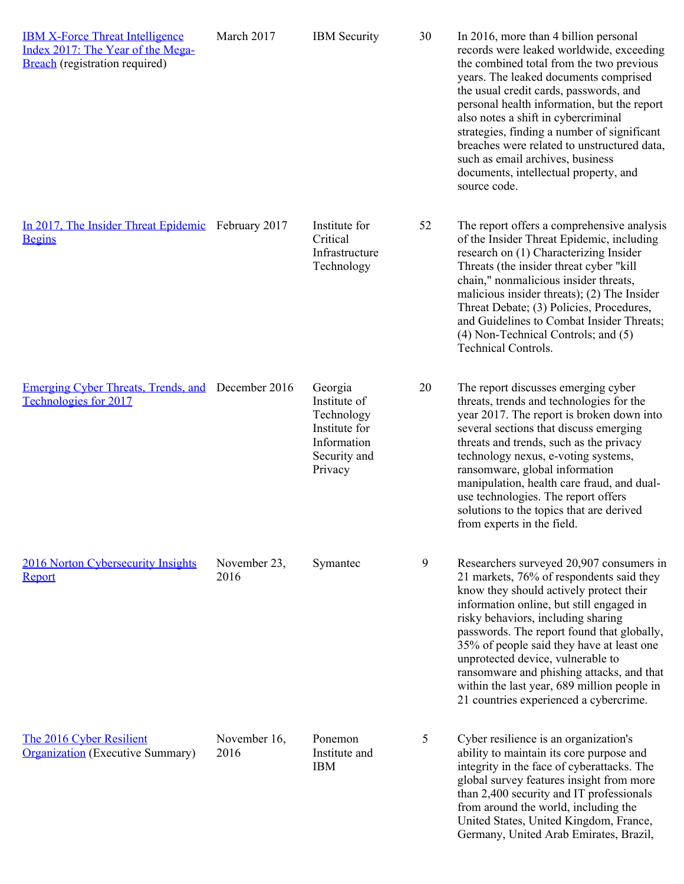| | | | | |
|---|---|---|---|---|
| [IBM X-Force Threat Intelligence Index 2017: The Year of the Mega-Breach]() (registration required) | March 2017 | IBM Security | 30 | In 2016, more than 4 billion personal records were leaked worldwide, exceeding the combined total from the two previous years. The leaked documents comprised the usual credit cards, passwords, and personal health information, but the report also notes a shift in cybercriminal strategies, finding a number of significant breaches were related to unstructured data, such as email archives, business documents, intellectual property, and source code. |
| [In 2017, The Insider Threat Epidemic Begins]() | February 2017 | Institute for Critical Infrastructure Technology | 52 | The report offers a comprehensive analysis of the Insider Threat Epidemic, including research on (1) Characterizing Insider Threats (the insider threat cyber "kill chain," nonmalicious insider threats, malicious insider threats); (2) The Insider Threat Debate; (3) Policies, Procedures, and Guidelines to Combat Insider Threats; (4) Non-Technical Controls; and (5) Technical Controls. |
| [Emerging Cyber Threats, Trends, and Technologies for 2017]() | December 2016 | Georgia Institute of Technology Institute for Information Security and Privacy | 20 | The report discusses emerging cyber threats, trends and technologies for the year 2017. The report is broken down into several sections that discuss emerging threats and trends, such as the privacy technology nexus, e-voting systems, ransomware, global information manipulation, health care fraud, and dual-use technologies. The report offers solutions to the topics that are derived from experts in the field. |
| [2016 Norton Cybersecurity Insights Report]() | November 23, 2016 | Symantec | 9 | Researchers surveyed 20,907 consumers in 21 markets, 76% of respondents said they know they should actively protect their information online, but still engaged in risky behaviors, including sharing passwords. The report found that globally, 35% of people said they have at least one unprotected device, vulnerable to ransomware and phishing attacks, and that within the last year, 689 million people in 21 countries experienced a cybercrime. |
| [The 2016 Cyber Resilient Organization]() (Executive Summary) | November 16, 2016 | Ponemon Institute and IBM | 5 | Cyber resilience is an organization's ability to maintain its core purpose and integrity in the face of cyberattacks. The global survey features insight from more than 2,400 security and IT professionals from around the world, including the United States, United Kingdom, France, Germany, United Arab Emirates, Brazil, |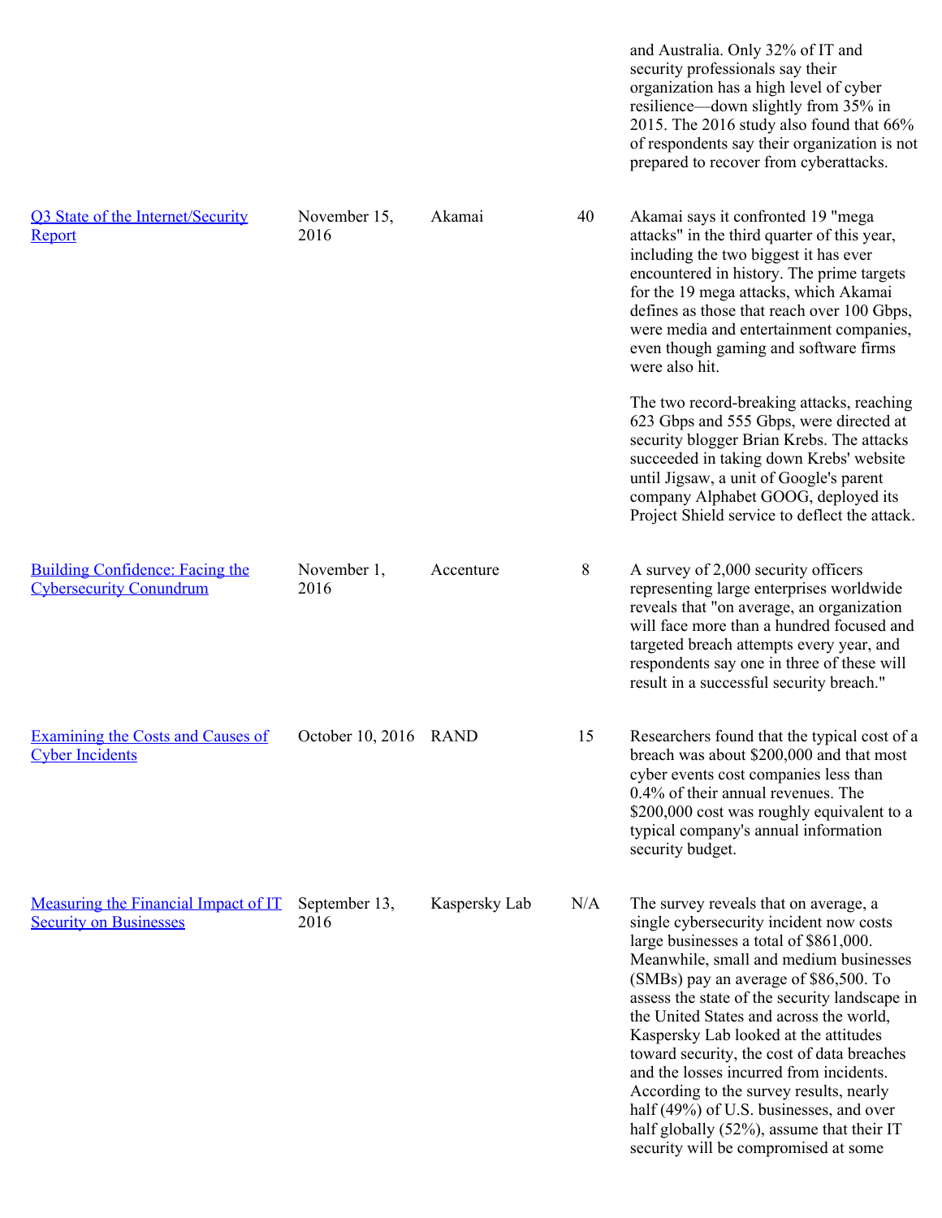| | | | | |
|---|---|---|---|---|
| | | | | and Australia. Only 32% of IT and security professionals say their organization has a high level of cyber resilience—down slightly from 35% in 2015. The 2016 study also found that 66% of respondents say their organization is not prepared to recover from cyberattacks. |
| [Q3 State of the Internet/Security Report]() | November 15, 2016 | Akamai | 40 | Akamai says it confronted 19 "mega attacks" in the third quarter of this year, including the two biggest it has ever encountered in history. The prime targets for the 19 mega attacks, which Akamai defines as those that reach over 100 Gbps, were media and entertainment companies, even though gaming and software firms were also hit.<br><br>The two record-breaking attacks, reaching 623 Gbps and 555 Gbps, were directed at security blogger Brian Krebs. The attacks succeeded in taking down Krebs' website until Jigsaw, a unit of Google's parent company Alphabet GOOG, deployed its Project Shield service to deflect the attack. |
| [Building Confidence: Facing the Cybersecurity Conundrum]() | November 1, 2016 | Accenture | 8 | A survey of 2,000 security officers representing large enterprises worldwide reveals that "on average, an organization will face more than a hundred focused and targeted breach attempts every year, and respondents say one in three of these will result in a successful security breach." |
| [Examining the Costs and Causes of Cyber Incidents]() | October 10, 2016 | RAND | 15 | Researchers found that the typical cost of a breach was about $200,000 and that most cyber events cost companies less than 0.4% of their annual revenues. The $200,000 cost was roughly equivalent to a typical company's annual information security budget. |
| [Measuring the Financial Impact of IT Security on Businesses]() | September 13, 2016 | Kaspersky Lab | N/A | The survey reveals that on average, a single cybersecurity incident now costs large businesses a total of $861,000. Meanwhile, small and medium businesses (SMBs) pay an average of $86,500. To assess the state of the security landscape in the United States and across the world, Kaspersky Lab looked at the attitudes toward security, the cost of data breaches and the losses incurred from incidents. According to the survey results, nearly half (49%) of U.S. businesses, and over half globally (52%), assume that their IT security will be compromised at some |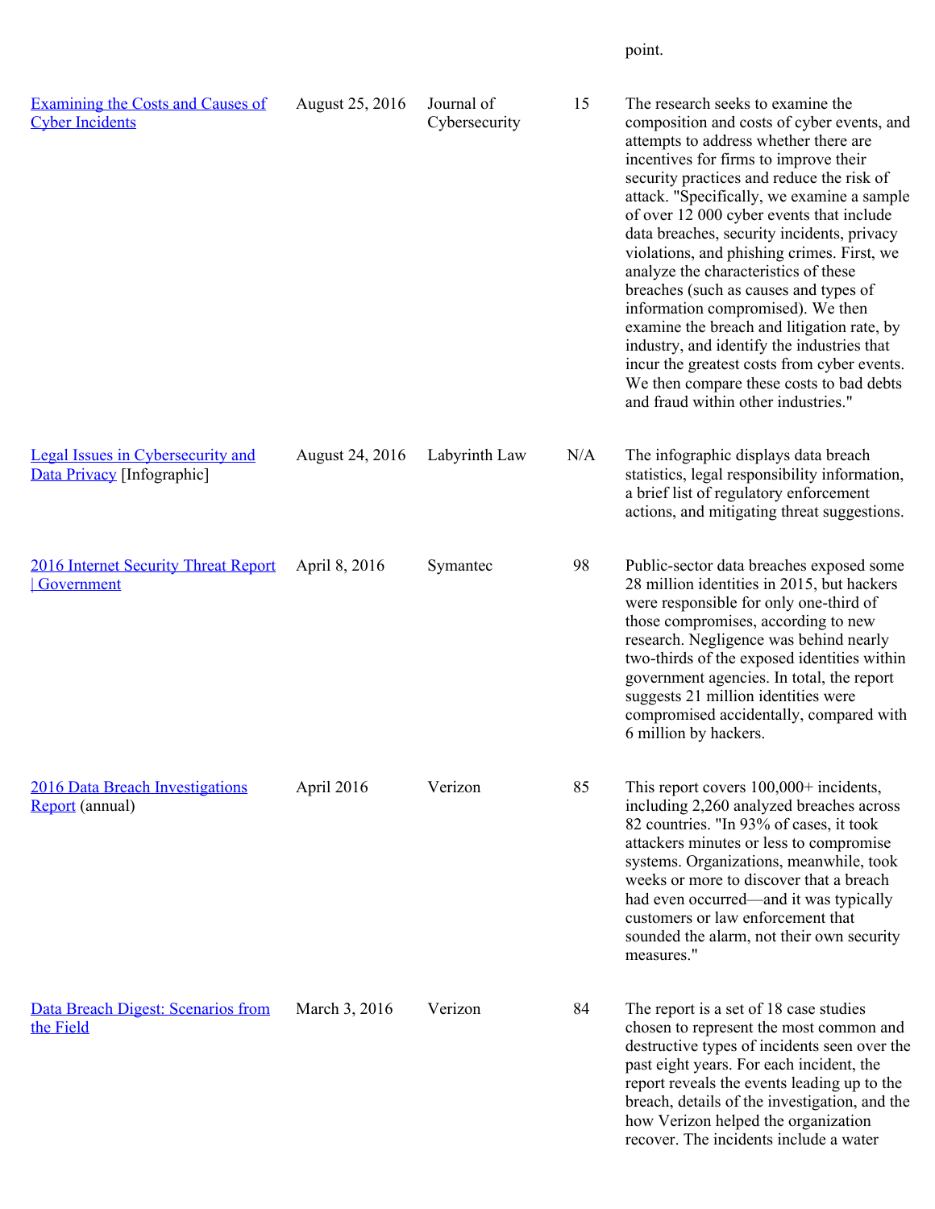| | | | | point. |
|---|---|---|---|---|
| [Examining the Costs and Causes of Cyber Incidents]() | August 25, 2016 | Journal of Cybersecurity | 15 | The research seeks to examine the composition and costs of cyber events, and attempts to address whether there are incentives for firms to improve their security practices and reduce the risk of attack. "Specifically, we examine a sample of over 12 000 cyber events that include data breaches, security incidents, privacy violations, and phishing crimes. First, we analyze the characteristics of these breaches (such as causes and types of information compromised). We then examine the breach and litigation rate, by industry, and identify the industries that incur the greatest costs from cyber events. We then compare these costs to bad debts and fraud within other industries." |
| [Legal Issues in Cybersecurity and Data Privacy]() [Infographic] | August 24, 2016 | Labyrinth Law | N/A | The infographic displays data breach statistics, legal responsibility information, a brief list of regulatory enforcement actions, and mitigating threat suggestions. |
| [2016 Internet Security Threat Report \| Government]() | April 8, 2016 | Symantec | 98 | Public-sector data breaches exposed some 28 million identities in 2015, but hackers were responsible for only one-third of those compromises, according to new research. Negligence was behind nearly two-thirds of the exposed identities within government agencies. In total, the report suggests 21 million identities were compromised accidentally, compared with 6 million by hackers. |
| [2016 Data Breach Investigations Report]() (annual) | April 2016 | Verizon | 85 | This report covers 100,000+ incidents, including 2,260 analyzed breaches across 82 countries. "In 93% of cases, it took attackers minutes or less to compromise systems. Organizations, meanwhile, took weeks or more to discover that a breach had even occurred—and it was typically customers or law enforcement that sounded the alarm, not their own security measures." |
| [Data Breach Digest: Scenarios from the Field]() | March 3, 2016 | Verizon | 84 | The report is a set of 18 case studies chosen to represent the most common and destructive types of incidents seen over the past eight years. For each incident, the report reveals the events leading up to the breach, details of the investigation, and the how Verizon helped the organization recover. The incidents include a water |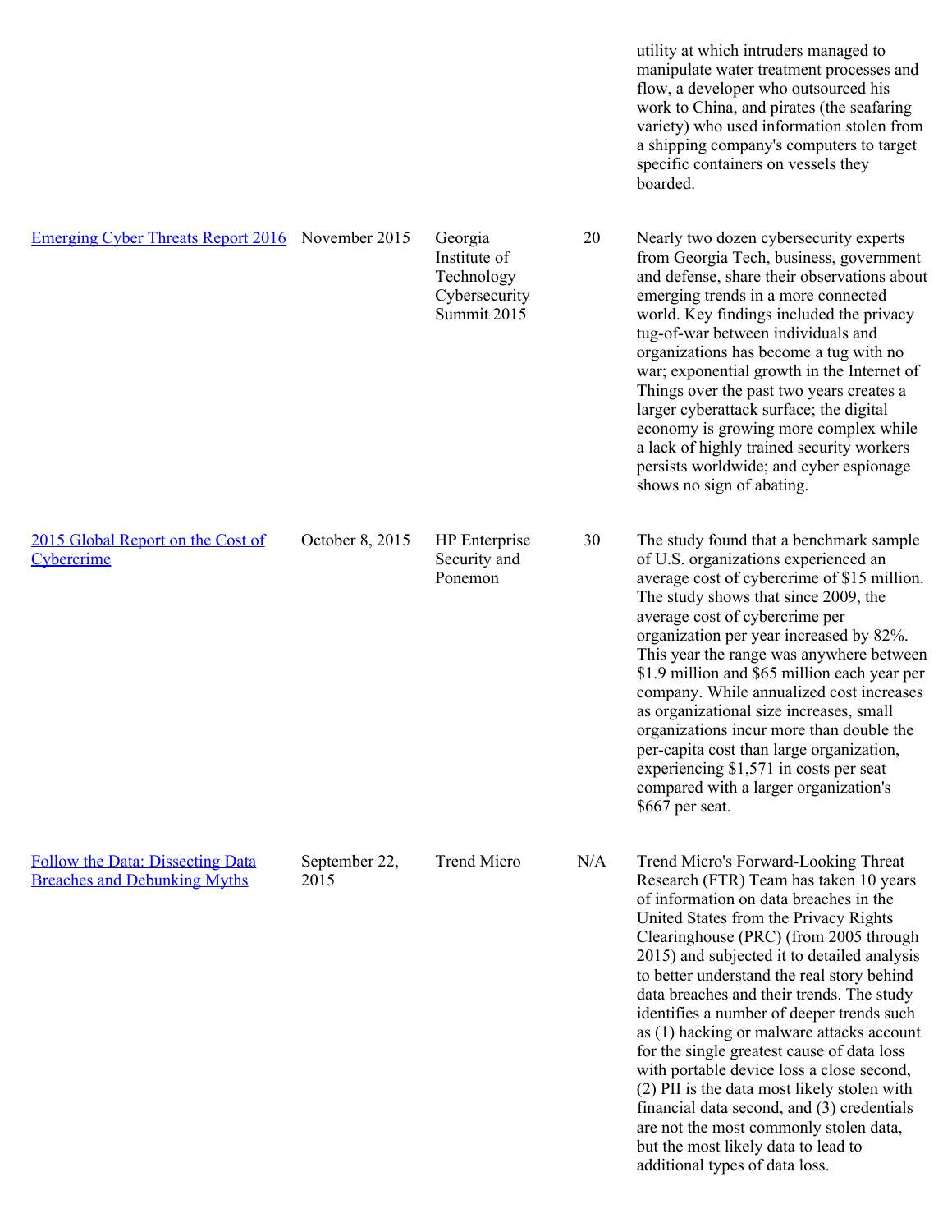| | | | | |
|---|---|---|---|---|
| | | | | utility at which intruders managed to manipulate water treatment processes and flow, a developer who outsourced his work to China, and pirates (the seafaring variety) who used information stolen from a shipping company's computers to target specific containers on vessels they boarded. |
| [Emerging Cyber Threats Report 2016]() | November 2015 | Georgia Institute of Technology Cybersecurity Summit 2015 | 20 | Nearly two dozen cybersecurity experts from Georgia Tech, business, government and defense, share their observations about emerging trends in a more connected world. Key findings included the privacy tug-of-war between individuals and organizations has become a tug with no war; exponential growth in the Internet of Things over the past two years creates a larger cyberattack surface; the digital economy is growing more complex while a lack of highly trained security workers persists worldwide; and cyber espionage shows no sign of abating. |
| [2015 Global Report on the Cost of Cybercrime]() | October 8, 2015 | HP Enterprise Security and Ponemon | 30 | The study found that a benchmark sample of U.S. organizations experienced an average cost of cybercrime of $15 million. The study shows that since 2009, the average cost of cybercrime per organization per year increased by 82%. This year the range was anywhere between $1.9 million and $65 million each year per company. While annualized cost increases as organizational size increases, small organizations incur more than double the per-capita cost than large organization, experiencing $1,571 in costs per seat compared with a larger organization's $667 per seat. |
| [Follow the Data: Dissecting Data Breaches and Debunking Myths]() | September 22, 2015 | Trend Micro | N/A | Trend Micro's Forward-Looking Threat Research (FTR) Team has taken 10 years of information on data breaches in the United States from the Privacy Rights Clearinghouse (PRC) (from 2005 through 2015) and subjected it to detailed analysis to better understand the real story behind data breaches and their trends. The study identifies a number of deeper trends such as (1) hacking or malware attacks account for the single greatest cause of data loss with portable device loss a close second, (2) PII is the data most likely stolen with financial data second, and (3) credentials are not the most commonly stolen data, but the most likely data to lead to additional types of data loss. |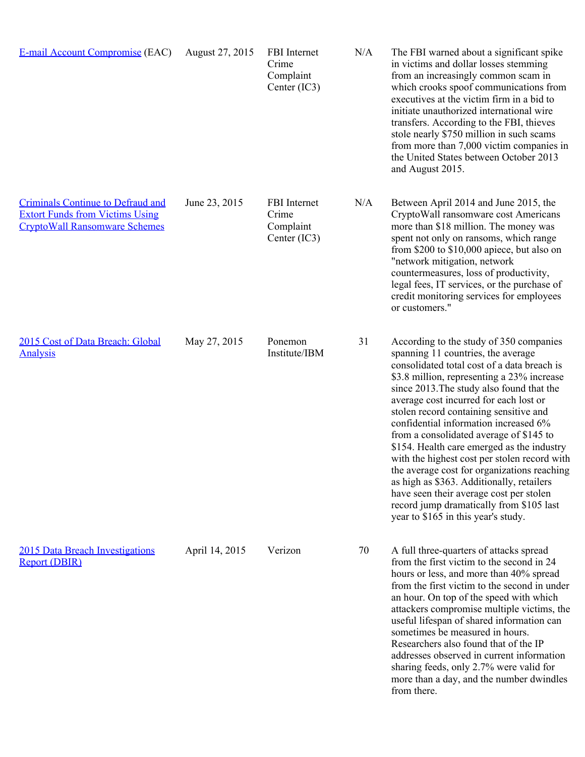| | | | | |
|---|---|---|---|---|
| E-mail Account Compromise (EAC) | August 27, 2015 | FBI Internet Crime Complaint Center (IC3) | N/A | The FBI warned about a significant spike in victims and dollar losses stemming from an increasingly common scam in which crooks spoof communications from executives at the victim firm in a bid to initiate unauthorized international wire transfers. According to the FBI, thieves stole nearly $750 million in such scams from more than 7,000 victim companies in the United States between October 2013 and August 2015. |
| Criminals Continue to Defraud and Extort Funds from Victims Using CryptoWall Ransomware Schemes | June 23, 2015 | FBI Internet Crime Complaint Center (IC3) | N/A | Between April 2014 and June 2015, the CryptoWall ransomware cost Americans more than $18 million. The money was spent not only on ransoms, which range from $200 to $10,000 apiece, but also on "network mitigation, network countermeasures, loss of productivity, legal fees, IT services, or the purchase of credit monitoring services for employees or customers." |
| 2015 Cost of Data Breach: Global Analysis | May 27, 2015 | Ponemon Institute/IBM | 31 | According to the study of 350 companies spanning 11 countries, the average consolidated total cost of a data breach is $3.8 million, representing a 23% increase since 2013.The study also found that the average cost incurred for each lost or stolen record containing sensitive and confidential information increased 6% from a consolidated average of $145 to $154. Health care emerged as the industry with the highest cost per stolen record with the average cost for organizations reaching as high as $363. Additionally, retailers have seen their average cost per stolen record jump dramatically from $105 last year to $165 in this year's study. |
| 2015 Data Breach Investigations Report (DBIR) | April 14, 2015 | Verizon | 70 | A full three-quarters of attacks spread from the first victim to the second in 24 hours or less, and more than 40% spread from the first victim to the second in under an hour. On top of the speed with which attackers compromise multiple victims, the useful lifespan of shared information can sometimes be measured in hours. Researchers also found that of the IP addresses observed in current information sharing feeds, only 2.7% were valid for more than a day, and the number dwindles from there. |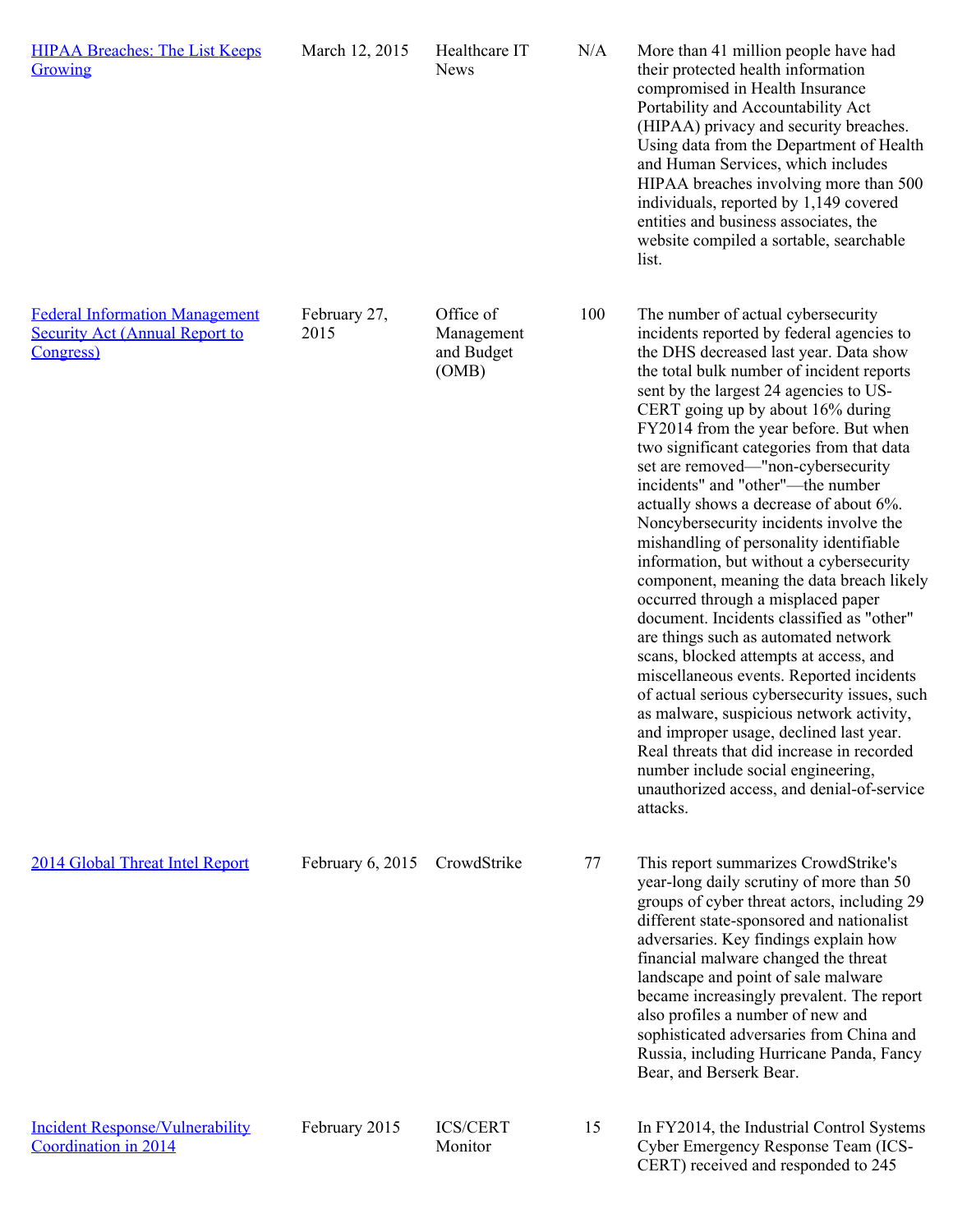| | | | | |
|---|---|---|---|---|
| [HIPAA Breaches: The List Keeps Growing]() | March 12, 2015 | Healthcare IT News | N/A | More than 41 million people have had their protected health information compromised in Health Insurance Portability and Accountability Act (HIPAA) privacy and security breaches. Using data from the Department of Health and Human Services, which includes HIPAA breaches involving more than 500 individuals, reported by 1,149 covered entities and business associates, the website compiled a sortable, searchable list. |
| [Federal Information Management Security Act (Annual Report to Congress)]() | February 27, 2015 | Office of Management and Budget (OMB) | 100 | The number of actual cybersecurity incidents reported by federal agencies to the DHS decreased last year. Data show the total bulk number of incident reports sent by the largest 24 agencies to US-CERT going up by about 16% during FY2014 from the year before. But when two significant categories from that data set are removed—"non-cybersecurity incidents" and "other"—the number actually shows a decrease of about 6%. Noncybersecurity incidents involve the mishandling of personality identifiable information, but without a cybersecurity component, meaning the data breach likely occurred through a misplaced paper document. Incidents classified as "other" are things such as automated network scans, blocked attempts at access, and miscellaneous events. Reported incidents of actual serious cybersecurity issues, such as malware, suspicious network activity, and improper usage, declined last year. Real threats that did increase in recorded number include social engineering, unauthorized access, and denial-of-service attacks. |
| [2014 Global Threat Intel Report]() | February 6, 2015 | CrowdStrike | 77 | This report summarizes CrowdStrike's year-long daily scrutiny of more than 50 groups of cyber threat actors, including 29 different state-sponsored and nationalist adversaries. Key findings explain how financial malware changed the threat landscape and point of sale malware became increasingly prevalent. The report also profiles a number of new and sophisticated adversaries from China and Russia, including Hurricane Panda, Fancy Bear, and Berserk Bear. |
| [Incident Response/Vulnerability Coordination in 2014]() | February 2015 | ICS/CERT Monitor | 15 | In FY2014, the Industrial Control Systems Cyber Emergency Response Team (ICS-CERT) received and responded to 245 |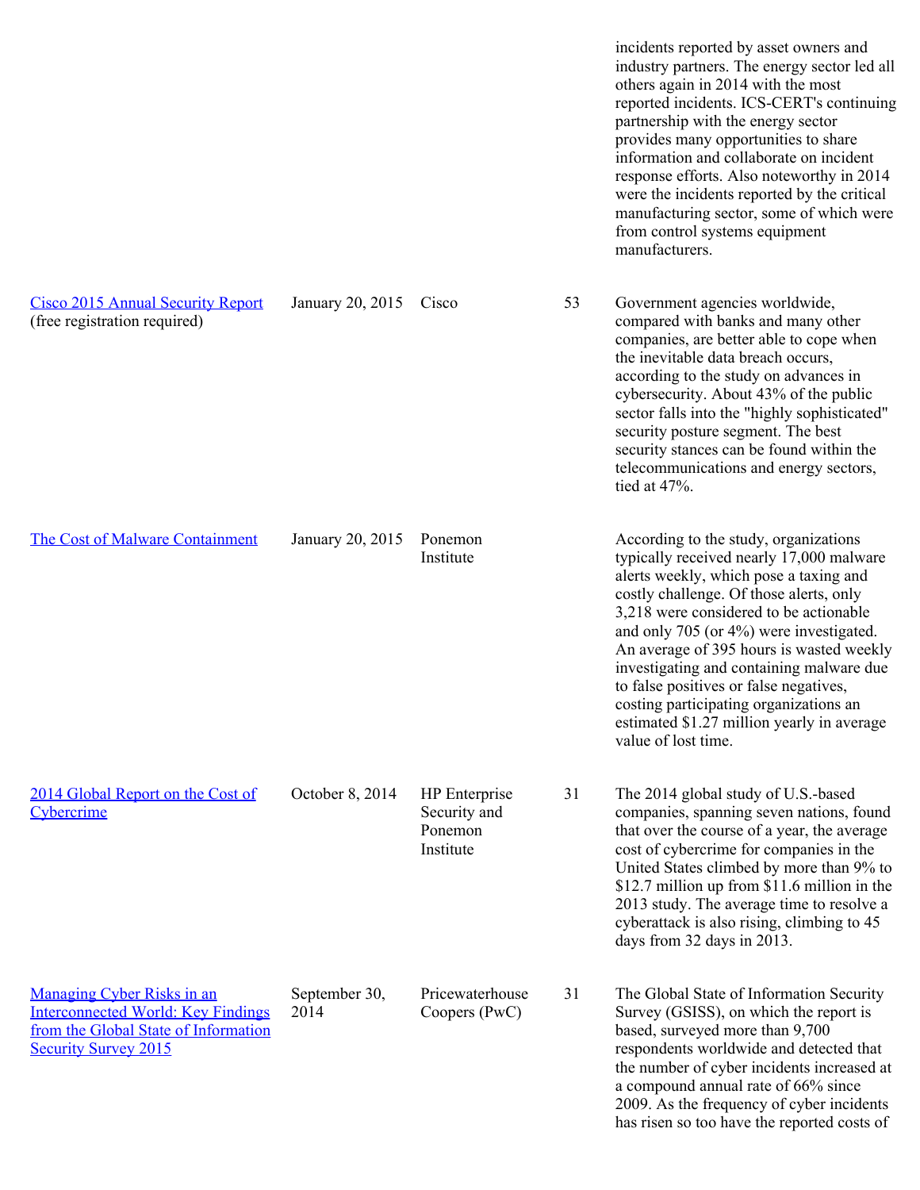| | | | | |
|---|---|---|---|---|
| | | | | incidents reported by asset owners and industry partners. The energy sector led all others again in 2014 with the most reported incidents. ICS-CERT's continuing partnership with the energy sector provides many opportunities to share information and collaborate on incident response efforts. Also noteworthy in 2014 were the incidents reported by the critical manufacturing sector, some of which were from control systems equipment manufacturers. |
| Cisco 2015 Annual Security Report (free registration required) | January 20, 2015 | Cisco | 53 | Government agencies worldwide, compared with banks and many other companies, are better able to cope when the inevitable data breach occurs, according to the study on advances in cybersecurity. About 43% of the public sector falls into the "highly sophisticated" security posture segment. The best security stances can be found within the telecommunications and energy sectors, tied at 47%. |
| The Cost of Malware Containment | January 20, 2015 | Ponemon Institute | | According to the study, organizations typically received nearly 17,000 malware alerts weekly, which pose a taxing and costly challenge. Of those alerts, only 3,218 were considered to be actionable and only 705 (or 4%) were investigated. An average of 395 hours is wasted weekly investigating and containing malware due to false positives or false negatives, costing participating organizations an estimated $1.27 million yearly in average value of lost time. |
| 2014 Global Report on the Cost of Cybercrime | October 8, 2014 | HP Enterprise Security and Ponemon Institute | 31 | The 2014 global study of U.S.-based companies, spanning seven nations, found that over the course of a year, the average cost of cybercrime for companies in the United States climbed by more than 9% to $12.7 million up from $11.6 million in the 2013 study. The average time to resolve a cyberattack is also rising, climbing to 45 days from 32 days in 2013. |
| Managing Cyber Risks in an Interconnected World: Key Findings from the Global State of Information Security Survey 2015 | September 30, 2014 | Pricewaterhouse Coopers (PwC) | 31 | The Global State of Information Security Survey (GSISS), on which the report is based, surveyed more than 9,700 respondents worldwide and detected that the number of cyber incidents increased at a compound annual rate of 66% since 2009. As the frequency of cyber incidents has risen so too have the reported costs of |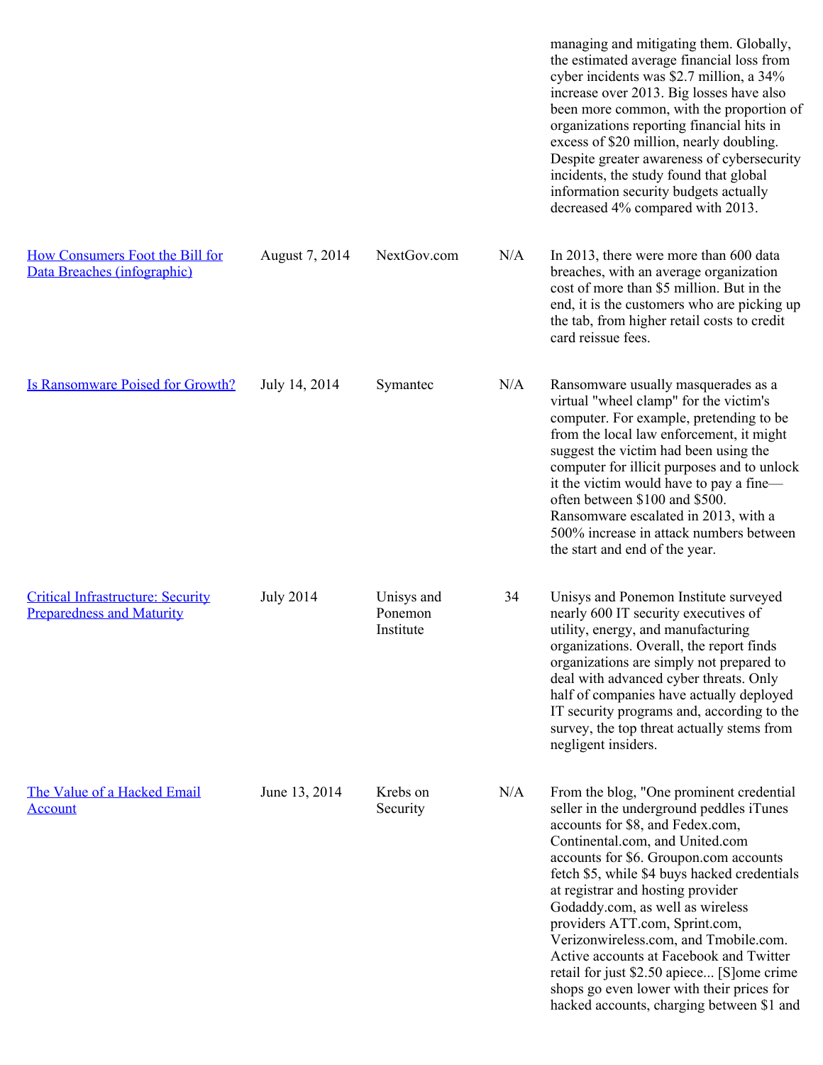| | | | | |
|---|---|---|---|---|
| | | | | managing and mitigating them. Globally, the estimated average financial loss from cyber incidents was $2.7 million, a 34% increase over 2013. Big losses have also been more common, with the proportion of organizations reporting financial hits in excess of $20 million, nearly doubling. Despite greater awareness of cybersecurity incidents, the study found that global information security budgets actually decreased 4% compared with 2013. |
| [How Consumers Foot the Bill for Data Breaches (infographic)]() | August 7, 2014 | NextGov.com | N/A | In 2013, there were more than 600 data breaches, with an average organization cost of more than $5 million. But in the end, it is the customers who are picking up the tab, from higher retail costs to credit card reissue fees. |
| [Is Ransomware Poised for Growth?]() | July 14, 2014 | Symantec | N/A | Ransomware usually masquerades as a virtual "wheel clamp" for the victim's computer. For example, pretending to be from the local law enforcement, it might suggest the victim had been using the computer for illicit purposes and to unlock it the victim would have to pay a fine—often between $100 and $500. Ransomware escalated in 2013, with a 500% increase in attack numbers between the start and end of the year. |
| [Critical Infrastructure: Security Preparedness and Maturity]() | July 2014 | Unisys and Ponemon Institute | 34 | Unisys and Ponemon Institute surveyed nearly 600 IT security executives of utility, energy, and manufacturing organizations. Overall, the report finds organizations are simply not prepared to deal with advanced cyber threats. Only half of companies have actually deployed IT security programs and, according to the survey, the top threat actually stems from negligent insiders. |
| [The Value of a Hacked Email Account]() | June 13, 2014 | Krebs on Security | N/A | From the blog, "One prominent credential seller in the underground peddles iTunes accounts for $8, and Fedex.com, Continental.com, and United.com accounts for $6. Groupon.com accounts fetch $5, while $4 buys hacked credentials at registrar and hosting provider Godaddy.com, as well as wireless providers ATT.com, Sprint.com, Verizonwireless.com, and Tmobile.com. Active accounts at Facebook and Twitter retail for just $2.50 apiece... [S]ome crime shops go even lower with their prices for hacked accounts, charging between $1 and |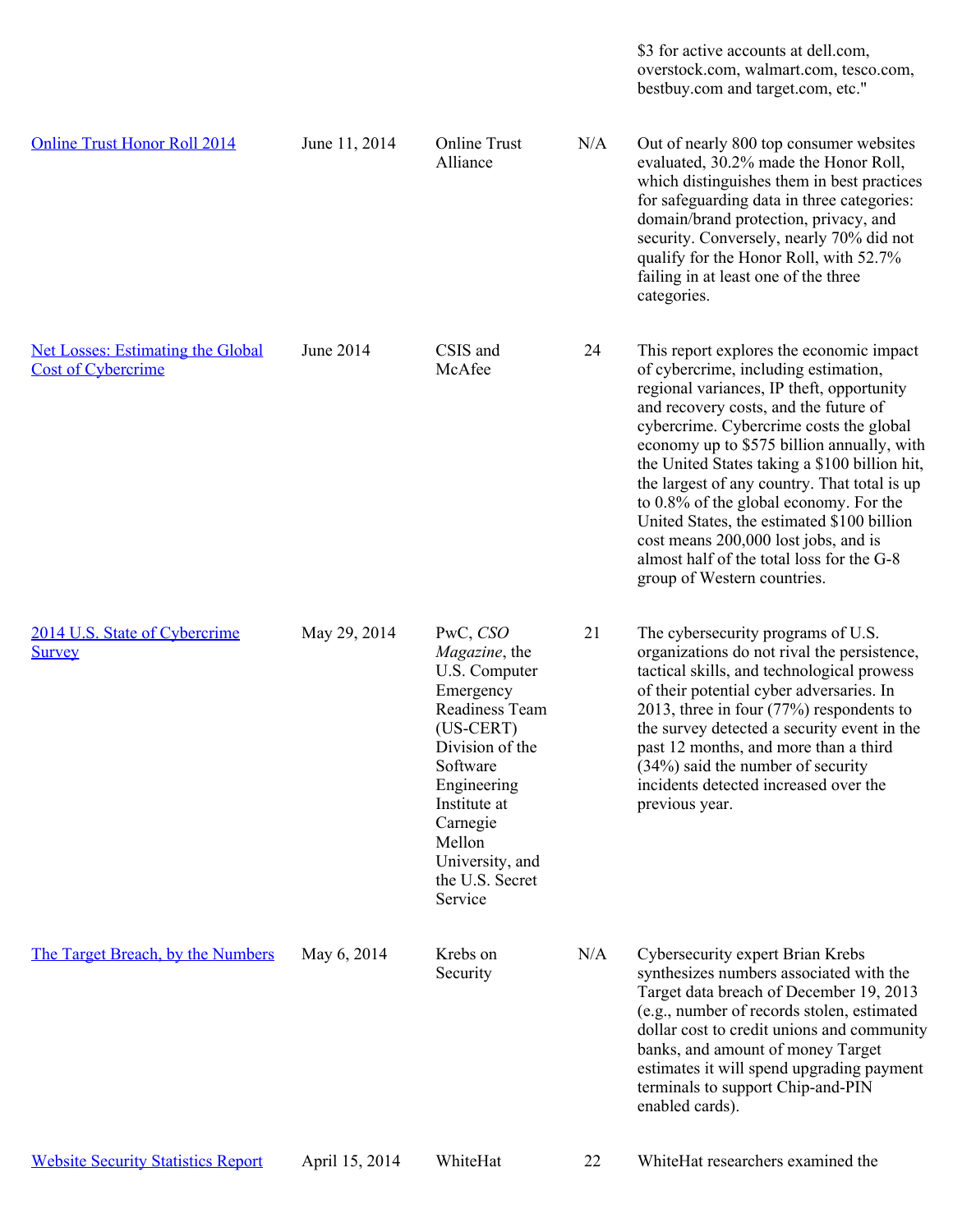| | | | | |
|---|---|---|---|---|
| | | | | $3 for active accounts at dell.com, overstock.com, walmart.com, tesco.com, bestbuy.com and target.com, etc." |
| [Online Trust Honor Roll 2014]() | June 11, 2014 | Online Trust Alliance | N/A | Out of nearly 800 top consumer websites evaluated, 30.2% made the Honor Roll, which distinguishes them in best practices for safeguarding data in three categories: domain/brand protection, privacy, and security. Conversely, nearly 70% did not qualify for the Honor Roll, with 52.7% failing in at least one of the three categories. |
| [Net Losses: Estimating the Global Cost of Cybercrime]() | June 2014 | CSIS and McAfee | 24 | This report explores the economic impact of cybercrime, including estimation, regional variances, IP theft, opportunity and recovery costs, and the future of cybercrime. Cybercrime costs the global economy up to $575 billion annually, with the United States taking a $100 billion hit, the largest of any country. That total is up to 0.8% of the global economy. For the United States, the estimated $100 billion cost means 200,000 lost jobs, and is almost half of the total loss for the G-8 group of Western countries. |
| [2014 U.S. State of Cybercrime Survey]() | May 29, 2014 | PwC, *CSO Magazine*, the U.S. Computer Emergency Readiness Team (US-CERT) Division of the Software Engineering Institute at Carnegie Mellon University, and the U.S. Secret Service | 21 | The cybersecurity programs of U.S. organizations do not rival the persistence, tactical skills, and technological prowess of their potential cyber adversaries. In 2013, three in four (77%) respondents to the survey detected a security event in the past 12 months, and more than a third (34%) said the number of security incidents detected increased over the previous year. |
| [The Target Breach, by the Numbers]() | May 6, 2014 | Krebs on Security | N/A | Cybersecurity expert Brian Krebs synthesizes numbers associated with the Target data breach of December 19, 2013 (e.g., number of records stolen, estimated dollar cost to credit unions and community banks, and amount of money Target estimates it will spend upgrading payment terminals to support Chip-and-PIN enabled cards). |
| [Website Security Statistics Report]() | April 15, 2014 | WhiteHat | 22 | WhiteHat researchers examined the |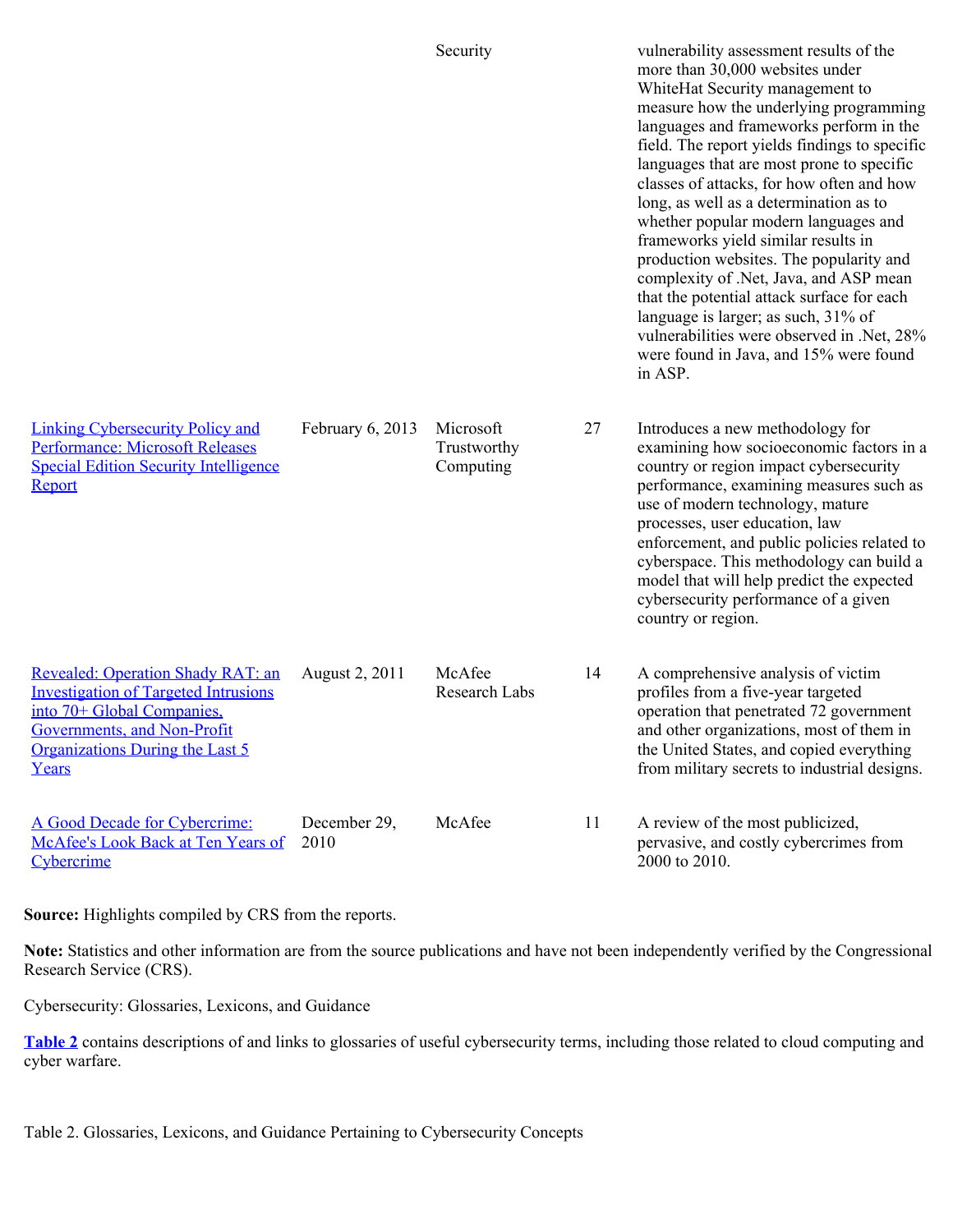| | | | | |
|---|---|---|---|---|
| | | Security | | vulnerability assessment results of the more than 30,000 websites under WhiteHat Security management to measure how the underlying programming languages and frameworks perform in the field. The report yields findings to specific languages that are most prone to specific classes of attacks, for how often and how long, as well as a determination as to whether popular modern languages and frameworks yield similar results in production websites. The popularity and complexity of .Net, Java, and ASP mean that the potential attack surface for each language is larger; as such, 31% of vulnerabilities were observed in .Net, 28% were found in Java, and 15% were found in ASP. |
| Linking Cybersecurity Policy and Performance: Microsoft Releases Special Edition Security Intelligence Report | February 6, 2013 | Microsoft Trustworthy Computing | 27 | Introduces a new methodology for examining how socioeconomic factors in a country or region impact cybersecurity performance, examining measures such as use of modern technology, mature processes, user education, law enforcement, and public policies related to cyberspace. This methodology can build a model that will help predict the expected cybersecurity performance of a given country or region. |
| Revealed: Operation Shady RAT: an Investigation of Targeted Intrusions into 70+ Global Companies, Governments, and Non-Profit Organizations During the Last 5 Years | August 2, 2011 | McAfee Research Labs | 14 | A comprehensive analysis of victim profiles from a five-year targeted operation that penetrated 72 government and other organizations, most of them in the United States, and copied everything from military secrets to industrial designs. |
| A Good Decade for Cybercrime: McAfee's Look Back at Ten Years of Cybercrime | December 29, 2010 | McAfee | 11 | A review of the most publicized, pervasive, and costly cybercrimes from 2000 to 2010. |

**Source:** Highlights compiled by CRS from the reports.

**Note:** Statistics and other information are from the source publications and have not been independently verified by the Congressional Research Service (CRS).

Cybersecurity: Glossaries, Lexicons, and Guidance

**Table 2** contains descriptions of and links to glossaries of useful cybersecurity terms, including those related to cloud computing and cyber warfare.

Table 2. Glossaries, Lexicons, and Guidance Pertaining to Cybersecurity Concepts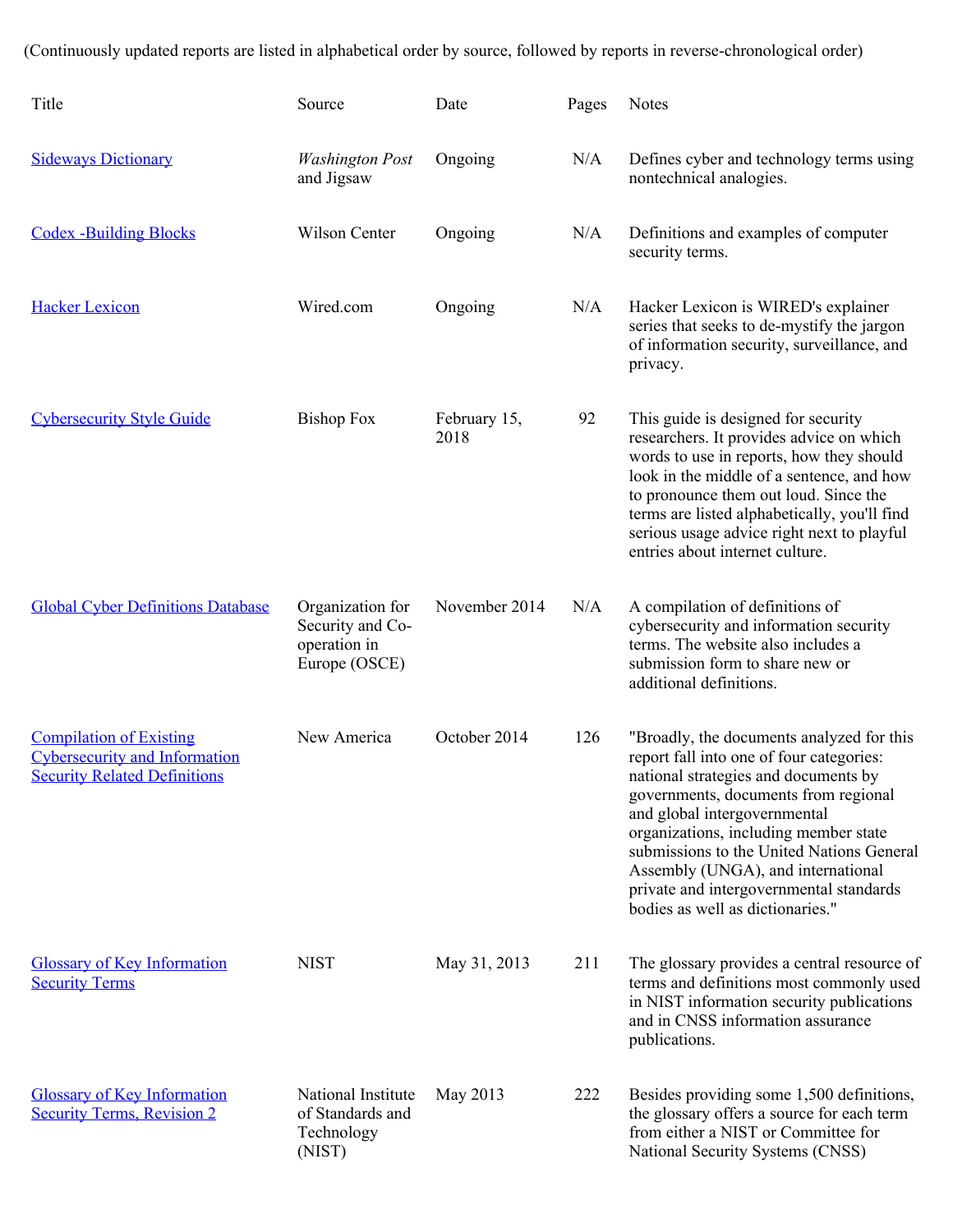(Continuously updated reports are listed in alphabetical order by source, followed by reports in reverse-chronological order)

| Title | Source | Date | Pages | Notes |
|---|---|---|---|---|
| Sideways Dictionary | *Washington Post* and Jigsaw | Ongoing | N/A | Defines cyber and technology terms using nontechnical analogies. |
| Codex -Building Blocks | Wilson Center | Ongoing | N/A | Definitions and examples of computer security terms. |
| Hacker Lexicon | Wired.com | Ongoing | N/A | Hacker Lexicon is WIRED's explainer series that seeks to de-mystify the jargon of information security, surveillance, and privacy. |
| Cybersecurity Style Guide | Bishop Fox | February 15, 2018 | 92 | This guide is designed for security researchers. It provides advice on which words to use in reports, how they should look in the middle of a sentence, and how to pronounce them out loud. Since the terms are listed alphabetically, you'll find serious usage advice right next to playful entries about internet culture. |
| Global Cyber Definitions Database | Organization for Security and Co-operation in Europe (OSCE) | November 2014 | N/A | A compilation of definitions of cybersecurity and information security terms. The website also includes a submission form to share new or additional definitions. |
| Compilation of Existing Cybersecurity and Information Security Related Definitions | New America | October 2014 | 126 | "Broadly, the documents analyzed for this report fall into one of four categories: national strategies and documents by governments, documents from regional and global intergovernmental organizations, including member state submissions to the United Nations General Assembly (UNGA), and international private and intergovernmental standards bodies as well as dictionaries." |
| Glossary of Key Information Security Terms | NIST | May 31, 2013 | 211 | The glossary provides a central resource of terms and definitions most commonly used in NIST information security publications and in CNSS information assurance publications. |
| Glossary of Key Information Security Terms, Revision 2 | National Institute of Standards and Technology (NIST) | May 2013 | 222 | Besides providing some 1,500 definitions, the glossary offers a source for each term from either a NIST or Committee for National Security Systems (CNSS) |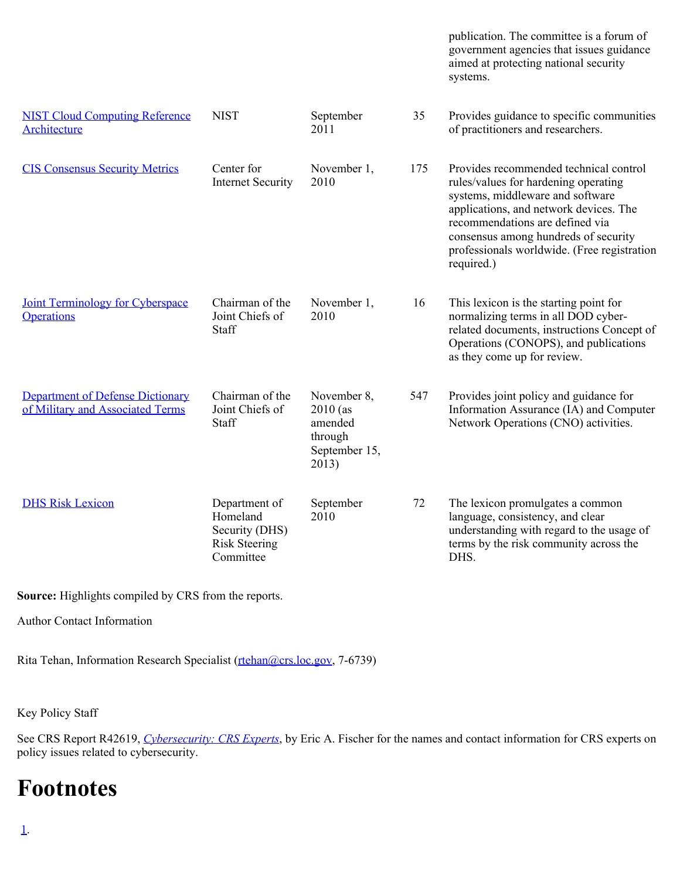| | | | | publication. The committee is a forum of government agencies that issues guidance aimed at protecting national security systems. |
|---|---|---|---|---|
| [NIST Cloud Computing Reference Architecture]() | NIST | September 2011 | 35 | Provides guidance to specific communities of practitioners and researchers. |
| [CIS Consensus Security Metrics]() | Center for Internet Security | November 1, 2010 | 175 | Provides recommended technical control rules/values for hardening operating systems, middleware and software applications, and network devices. The recommendations are defined via consensus among hundreds of security professionals worldwide. (Free registration required.) |
| [Joint Terminology for Cyberspace Operations]() | Chairman of the Joint Chiefs of Staff | November 1, 2010 | 16 | This lexicon is the starting point for normalizing terms in all DOD cyber-related documents, instructions Concept of Operations (CONOPS), and publications as they come up for review. |
| [Department of Defense Dictionary of Military and Associated Terms]() | Chairman of the Joint Chiefs of Staff | November 8, 2010 (as amended through September 15, 2013) | 547 | Provides joint policy and guidance for Information Assurance (IA) and Computer Network Operations (CNO) activities. |
| [DHS Risk Lexicon]() | Department of Homeland Security (DHS) Risk Steering Committee | September 2010 | 72 | The lexicon promulgates a common language, consistency, and clear understanding with regard to the usage of terms by the risk community across the DHS. |

**Source:** Highlights compiled by CRS from the reports.

Author Contact Information

Rita Tehan, Information Research Specialist ([rtehan@crs.loc.gov](mailto:rtehan@crs.loc.gov), 7-6739)

Key Policy Staff

See CRS Report R42619, *[Cybersecurity: CRS Experts]()*, by Eric A. Fischer for the names and contact information for CRS experts on policy issues related to cybersecurity.

# Footnotes

[1]().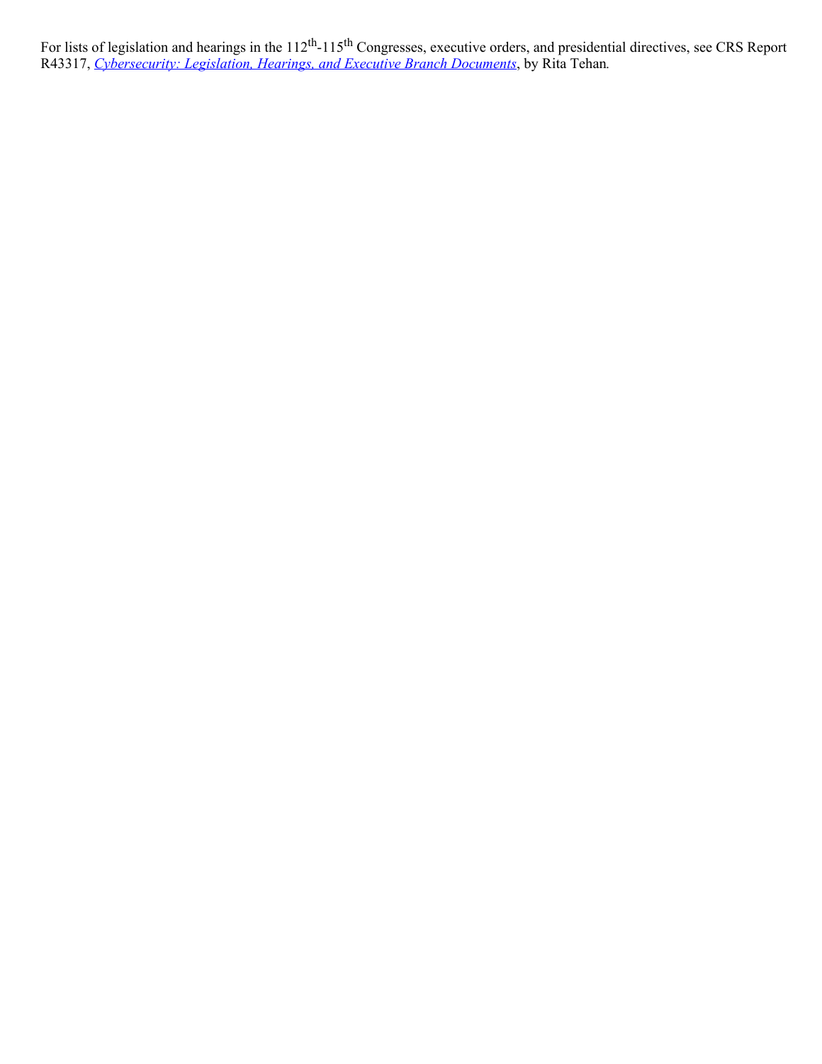For lists of legislation and hearings in the 112th-115th Congresses, executive orders, and presidential directives, see CRS Report R43317, *Cybersecurity: Legislation, Hearings, and Executive Branch Documents*, by Rita Tehan.